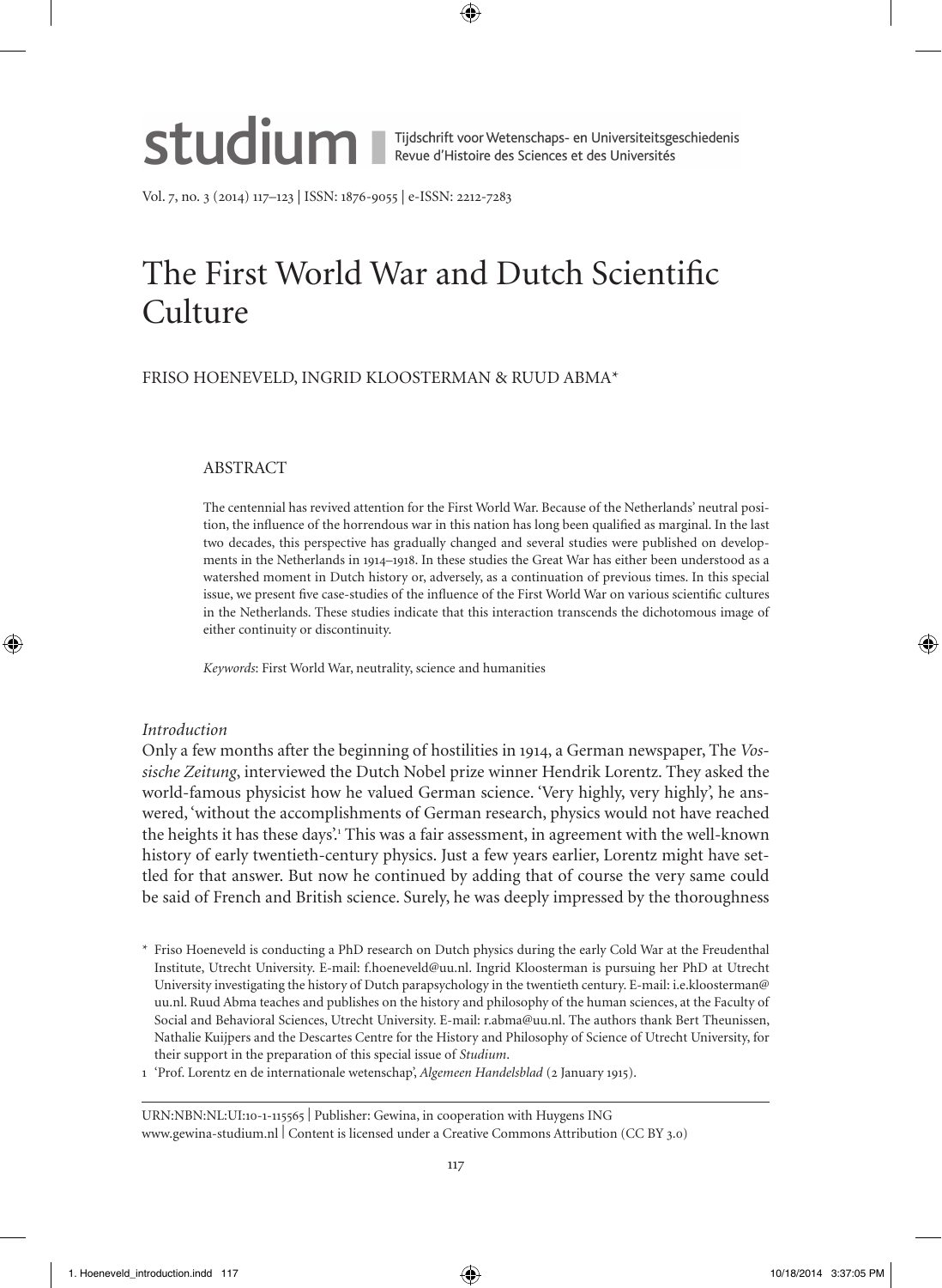# The First World War and Dutch Scientific Culture

FRISO HOENEVELD, INGRID KLOOSTERMAN & RUUD ABMA*

## ABSTRACT

The centennial has revived attention for the First World War. Because of the Netherlands' neutral position, the influence of the horrendous war in this nation has long been qualified as marginal. In the last two decades, this perspective has gradually changed and several studies were published on developments in the Netherlands in 1914–1918. In these studies the Great War has either been understood as a watershed moment in Dutch history or, adversely, as a continuation of previous times. In this special issue, we present five case-studies of the influence of the First World War on various scientific cultures in the Netherlands. These studies indicate that this interaction transcends the dichotomous image of either continuity or discontinuity.

*Keywords*: First World War, neutrality, science and humanities

### *Introduction*

Only a few months after the beginning of hostilities in 1914, a German newspaper, The *Vossische Zeitung*, interviewed the Dutch Nobel prize winner Hendrik Lorentz. They asked the world-famous physicist how he valued German science. 'Very highly, very highly', he answered, 'without the accomplishments of German research, physics would not have reached the heights it has these days'.[1] This was a fair assessment, in agreement with the well-known history of early twentieth-century physics. Just a few years earlier, Lorentz might have settled for that answer. But now he continued by adding that of course the very same could be said of French and British science. Surely, he was deeply impressed by the thoroughness

\* Friso Hoeneveld is conducting a PhD research on Dutch physics during the early Cold War at the Freudenthal Institute, Utrecht University. E-mail: f.hoeneveld@uu.nl. Ingrid Kloosterman is pursuing her PhD at Utrecht University investigating the history of Dutch parapsychology in the twentieth century. E-mail: i.e.kloosterman@uu.nl. Ruud Abma teaches and publishes on the history and philosophy of the human sciences, at the Faculty of Social and Behavioral Sciences, Utrecht University. E-mail: r.abma@uu.nl. The authors thank Bert Theunissen, Nathalie Kuijpers and the Descartes Centre for the History and Philosophy of Science of Utrecht University, for their support in the preparation of this special issue of *Studium*.

1 'Prof. Lorentz en de internationale wetenschap', *Algemeen Handelsblad* (2 January 1915).

URN:NBN:NL:UI:10-1-115565 | Publisher: Gewina, in cooperation with Huygens ING
www.gewina-studium.nl | Content is licensed under a Creative Commons Attribution (CC BY 3.0)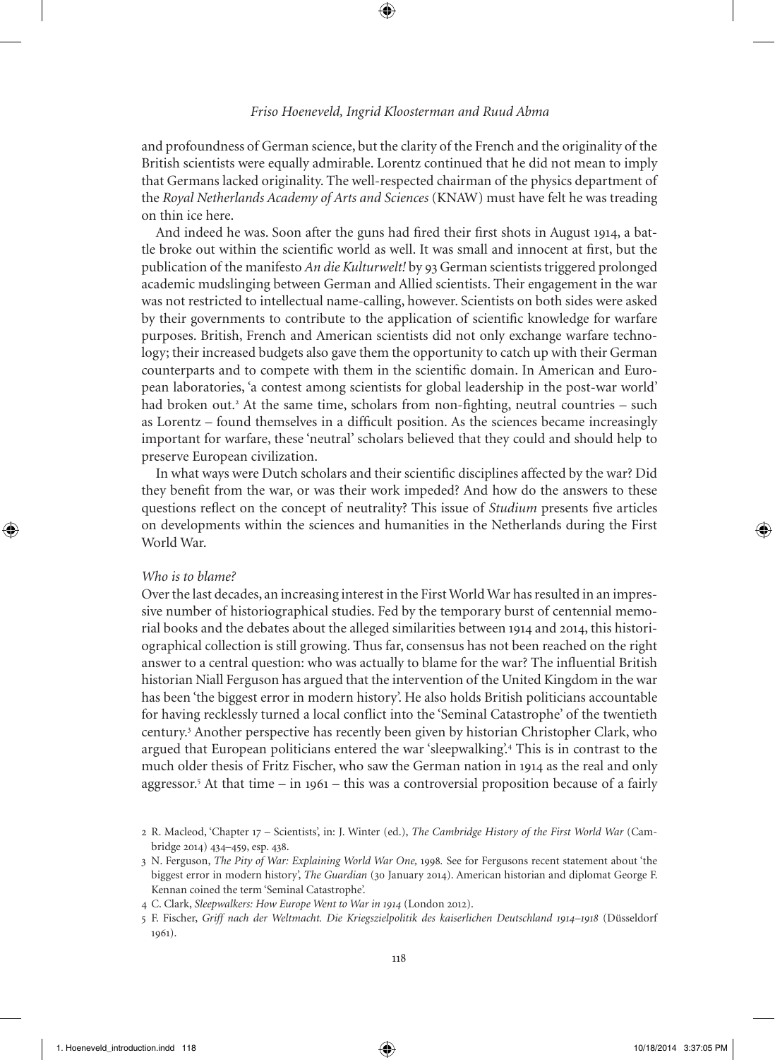and profoundness of German science, but the clarity of the French and the originality of the British scientists were equally admirable. Lorentz continued that he did not mean to imply that Germans lacked originality. The well-respected chairman of the physics department of the *Royal Netherlands Academy of Arts and Sciences* (KNAW) must have felt he was treading on thin ice here.

And indeed he was. Soon after the guns had fired their first shots in August 1914, a battle broke out within the scientific world as well. It was small and innocent at first, but the publication of the manifesto *An die Kulturwelt!* by 93 German scientists triggered prolonged academic mudslinging between German and Allied scientists. Their engagement in the war was not restricted to intellectual name-calling, however. Scientists on both sides were asked by their governments to contribute to the application of scientific knowledge for warfare purposes. British, French and American scientists did not only exchange warfare technology; their increased budgets also gave them the opportunity to catch up with their German counterparts and to compete with them in the scientific domain. In American and European laboratories, 'a contest among scientists for global leadership in the post-war world' had broken out.[2] At the same time, scholars from non-fighting, neutral countries – such as Lorentz – found themselves in a difficult position. As the sciences became increasingly important for warfare, these 'neutral' scholars believed that they could and should help to preserve European civilization.

In what ways were Dutch scholars and their scientific disciplines affected by the war? Did they benefit from the war, or was their work impeded? And how do the answers to these questions reflect on the concept of neutrality? This issue of *Studium* presents five articles on developments within the sciences and humanities in the Netherlands during the First World War.

### *Who is to blame?*

Over the last decades, an increasing interest in the First World War has resulted in an impressive number of historiographical studies. Fed by the temporary burst of centennial memorial books and the debates about the alleged similarities between 1914 and 2014, this historiographical collection is still growing. Thus far, consensus has not been reached on the right answer to a central question: who was actually to blame for the war? The influential British historian Niall Ferguson has argued that the intervention of the United Kingdom in the war has been 'the biggest error in modern history'. He also holds British politicians accountable for having recklessly turned a local conflict into the 'Seminal Catastrophe' of the twentieth century.[3] Another perspective has recently been given by historian Christopher Clark, who argued that European politicians entered the war 'sleepwalking'.[4] This is in contrast to the much older thesis of Fritz Fischer, who saw the German nation in 1914 as the real and only aggressor.[5] At that time – in 1961 – this was a controversial proposition because of a fairly

---

2 R. Macleod, 'Chapter 17 – Scientists', in: J. Winter (ed.), *The Cambridge History of the First World War* (Cambridge 2014) 434–459, esp. 438.

3 N. Ferguson, *The Pity of War: Explaining World War One,* 1998. See for Fergusons recent statement about 'the biggest error in modern history', *The Guardian* (30 January 2014). American historian and diplomat George F. Kennan coined the term 'Seminal Catastrophe'.

4 C. Clark, *Sleepwalkers: How Europe Went to War in 1914* (London 2012).

5 F. Fischer, *Griff nach der Weltmacht. Die Kriegszielpolitik des kaiserlichen Deutschland 1914–1918* (Düsseldorf 1961).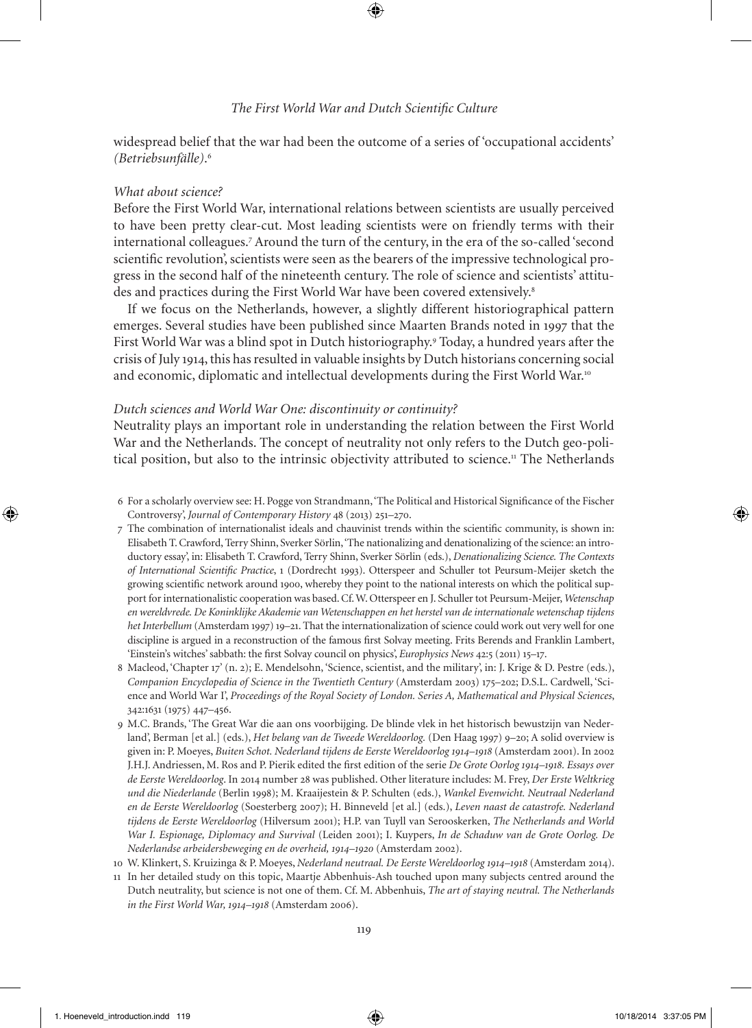widespread belief that the war had been the outcome of a series of 'occupational accidents' *(Betriebsunfälle)*.[6]

*What about science?*

Before the First World War, international relations between scientists are usually perceived to have been pretty clear-cut. Most leading scientists were on friendly terms with their international colleagues.[7] Around the turn of the century, in the era of the so-called 'second scientific revolution', scientists were seen as the bearers of the impressive technological progress in the second half of the nineteenth century. The role of science and scientists' attitudes and practices during the First World War have been covered extensively.[8]

If we focus on the Netherlands, however, a slightly different historiographical pattern emerges. Several studies have been published since Maarten Brands noted in 1997 that the First World War was a blind spot in Dutch historiography.[9] Today, a hundred years after the crisis of July 1914, this has resulted in valuable insights by Dutch historians concerning social and economic, diplomatic and intellectual developments during the First World War.[10]

*Dutch sciences and World War One: discontinuity or continuity?*

Neutrality plays an important role in understanding the relation between the First World War and the Netherlands. The concept of neutrality not only refers to the Dutch geo-political position, but also to the intrinsic objectivity attributed to science.[11] The Netherlands

---

6 For a scholarly overview see: H. Pogge von Strandmann, 'The Political and Historical Significance of the Fischer Controversy', *Journal of Contemporary History* 48 (2013) 251–270.

7 The combination of internationalist ideals and chauvinist trends within the scientific community, is shown in: Elisabeth T. Crawford, Terry Shinn, Sverker Sörlin, 'The nationalizing and denationalizing of the science: an introductory essay', in: Elisabeth T. Crawford, Terry Shinn, Sverker Sörlin (eds.), *Denationalizing Science. The Contexts of International Scientific Practice*, 1 (Dordrecht 1993). Otterspeer and Schuller tot Peursum-Meijer sketch the growing scientific network around 1900, whereby they point to the national interests on which the political support for internationalistic cooperation was based. Cf. W. Otterspeer en J. Schuller tot Peursum-Meijer, *Wetenschap en wereldvrede. De Koninklijke Akademie van Wetenschappen en het herstel van de internationale wetenschap tijdens het Interbellum* (Amsterdam 1997) 19–21. That the internationalization of science could work out very well for one discipline is argued in a reconstruction of the famous first Solvay meeting. Frits Berends and Franklin Lambert, 'Einstein's witches' sabbath: the first Solvay council on physics', *Europhysics News* 42:5 (2011) 15–17.

8 Macleod, 'Chapter 17' (n. 2); E. Mendelsohn, 'Science, scientist, and the military', in: J. Krige & D. Pestre (eds.), *Companion Encyclopedia of Science in the Twentieth Century* (Amsterdam 2003) 175–202; D.S.L. Cardwell, 'Science and World War I', *Proceedings of the Royal Society of London. Series A, Mathematical and Physical Sciences*, 342:1631 (1975) 447–456.

9 M.C. Brands, 'The Great War die aan ons voorbijging. De blinde vlek in het historisch bewustzijn van Nederland', Berman [et al.] (eds.), *Het belang van de Tweede Wereldoorlog.* (Den Haag 1997) 9–20; A solid overview is given in: P. Moeyes, *Buiten Schot. Nederland tijdens de Eerste Wereldoorlog 1914–1918* (Amsterdam 2001). In 2002 J.H.J. Andriessen, M. Ros and P. Pierik edited the first edition of the serie *De Grote Oorlog 1914–1918. Essays over de Eerste Wereldoorlog*. In 2014 number 28 was published. Other literature includes: M. Frey, *Der Erste Weltkrieg und die Niederlande* (Berlin 1998); M. Kraaijestein & P. Schulten (eds.), *Wankel Evenwicht. Neutraal Nederland en de Eerste Wereldoorlog* (Soesterberg 2007); H. Binneveld [et al.] (eds.), *Leven naast de catastrofe. Nederland tijdens de Eerste Wereldoorlog* (Hilversum 2001); H.P. van Tuyll van Serooskerken, *The Netherlands and World War I. Espionage, Diplomacy and Survival* (Leiden 2001); I. Kuypers, *In de Schaduw van de Grote Oorlog. De Nederlandse arbeidersbeweging en de overheid, 1914–1920* (Amsterdam 2002).

10 W. Klinkert, S. Kruizinga & P. Moeyes, *Nederland neutraal. De Eerste Wereldoorlog 1914–1918* (Amsterdam 2014).

11 In her detailed study on this topic, Maartje Abbenhuis-Ash touched upon many subjects centred around the Dutch neutrality, but science is not one of them. Cf. M. Abbenhuis, *The art of staying neutral. The Netherlands in the First World War, 1914–1918* (Amsterdam 2006).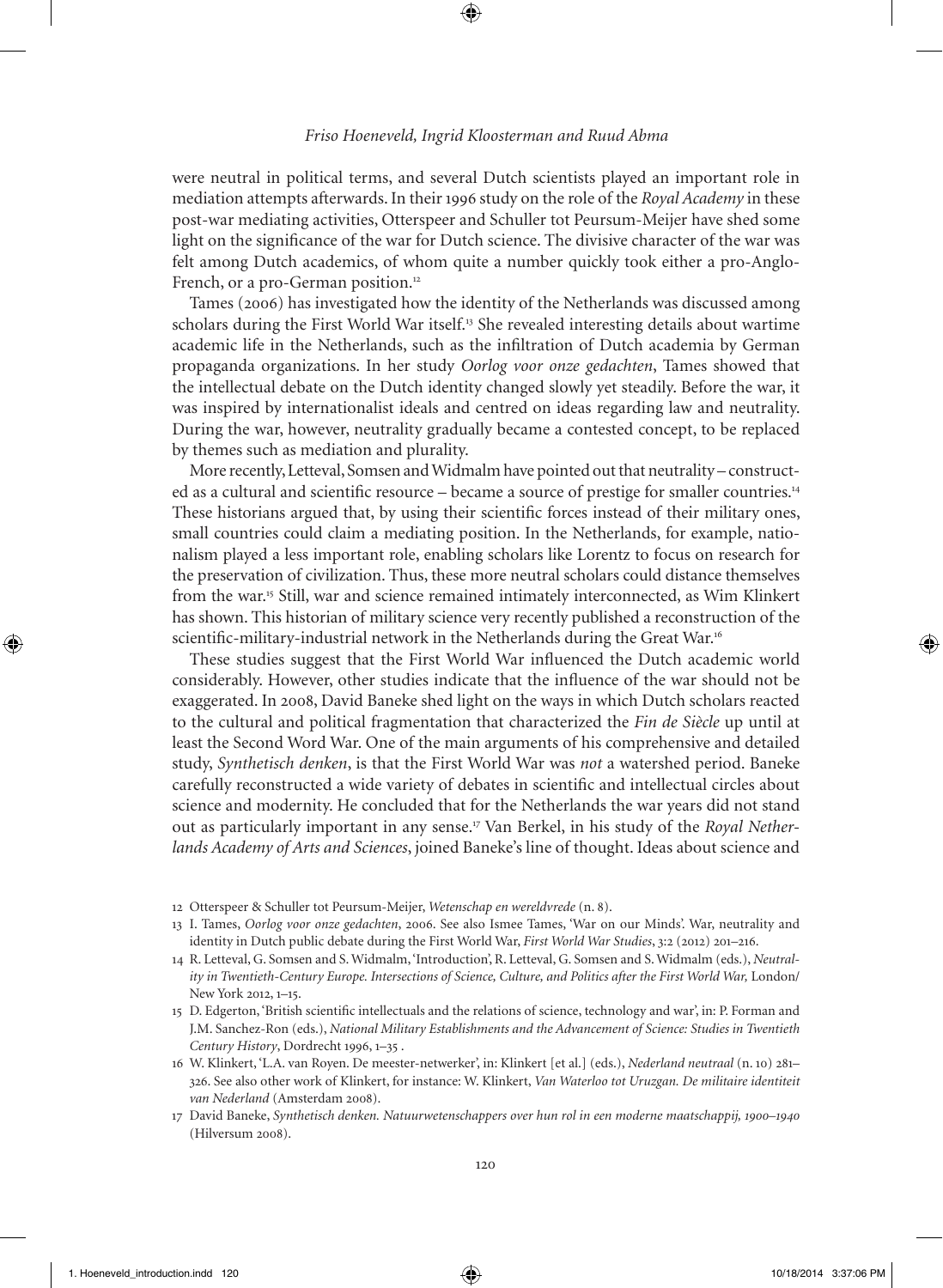were neutral in political terms, and several Dutch scientists played an important role in mediation attempts afterwards. In their 1996 study on the role of the *Royal Academy* in these post-war mediating activities, Otterspeer and Schuller tot Peursum-Meijer have shed some light on the significance of the war for Dutch science. The divisive character of the war was felt among Dutch academics, of whom quite a number quickly took either a pro-Anglo-French, or a pro-German position.[12]

Tames (2006) has investigated how the identity of the Netherlands was discussed among scholars during the First World War itself.[13] She revealed interesting details about wartime academic life in the Netherlands, such as the infiltration of Dutch academia by German propaganda organizations. In her study *Oorlog voor onze gedachten*, Tames showed that the intellectual debate on the Dutch identity changed slowly yet steadily. Before the war, it was inspired by internationalist ideals and centred on ideas regarding law and neutrality. During the war, however, neutrality gradually became a contested concept, to be replaced by themes such as mediation and plurality.

More recently, Letteval, Somsen and Widmalm have pointed out that neutrality – constructed as a cultural and scientific resource – became a source of prestige for smaller countries.[14] These historians argued that, by using their scientific forces instead of their military ones, small countries could claim a mediating position. In the Netherlands, for example, nationalism played a less important role, enabling scholars like Lorentz to focus on research for the preservation of civilization. Thus, these more neutral scholars could distance themselves from the war.[15] Still, war and science remained intimately interconnected, as Wim Klinkert has shown. This historian of military science very recently published a reconstruction of the scientific-military-industrial network in the Netherlands during the Great War.[16]

These studies suggest that the First World War influenced the Dutch academic world considerably. However, other studies indicate that the influence of the war should not be exaggerated. In 2008, David Baneke shed light on the ways in which Dutch scholars reacted to the cultural and political fragmentation that characterized the *Fin de Siècle* up until at least the Second Word War. One of the main arguments of his comprehensive and detailed study, *Synthetisch denken*, is that the First World War was *not* a watershed period. Baneke carefully reconstructed a wide variety of debates in scientific and intellectual circles about science and modernity. He concluded that for the Netherlands the war years did not stand out as particularly important in any sense.[17] Van Berkel, in his study of the *Royal Netherlands Academy of Arts and Sciences*, joined Baneke's line of thought. Ideas about science and

12 Otterspeer & Schuller tot Peursum-Meijer, *Wetenschap en wereldvrede* (n. 8).

13 I. Tames, *Oorlog voor onze gedachten*, 2006. See also Ismee Tames, 'War on our Minds'. War, neutrality and identity in Dutch public debate during the First World War, *First World War Studies*, 3:2 (2012) 201–216.

14 R. Letteval, G. Somsen and S. Widmalm, 'Introduction', R. Letteval, G. Somsen and S. Widmalm (eds.), *Neutrality in Twentieth-Century Europe. Intersections of Science, Culture, and Politics after the First World War,* London/New York 2012, 1–15.

15 D. Edgerton, 'British scientific intellectuals and the relations of science, technology and war', in: P. Forman and J.M. Sanchez-Ron (eds.), *National Military Establishments and the Advancement of Science: Studies in Twentieth Century History*, Dordrecht 1996, 1–35 .

16 W. Klinkert, 'L.A. van Royen. De meester-netwerker', in: Klinkert [et al.] (eds.), *Nederland neutraal* (n. 10) 281–326. See also other work of Klinkert, for instance: W. Klinkert, *Van Waterloo tot Uruzgan. De militaire identiteit van Nederland* (Amsterdam 2008).

17 David Baneke, *Synthetisch denken. Natuurwetenschappers over hun rol in een moderne maatschappij, 1900–1940* (Hilversum 2008).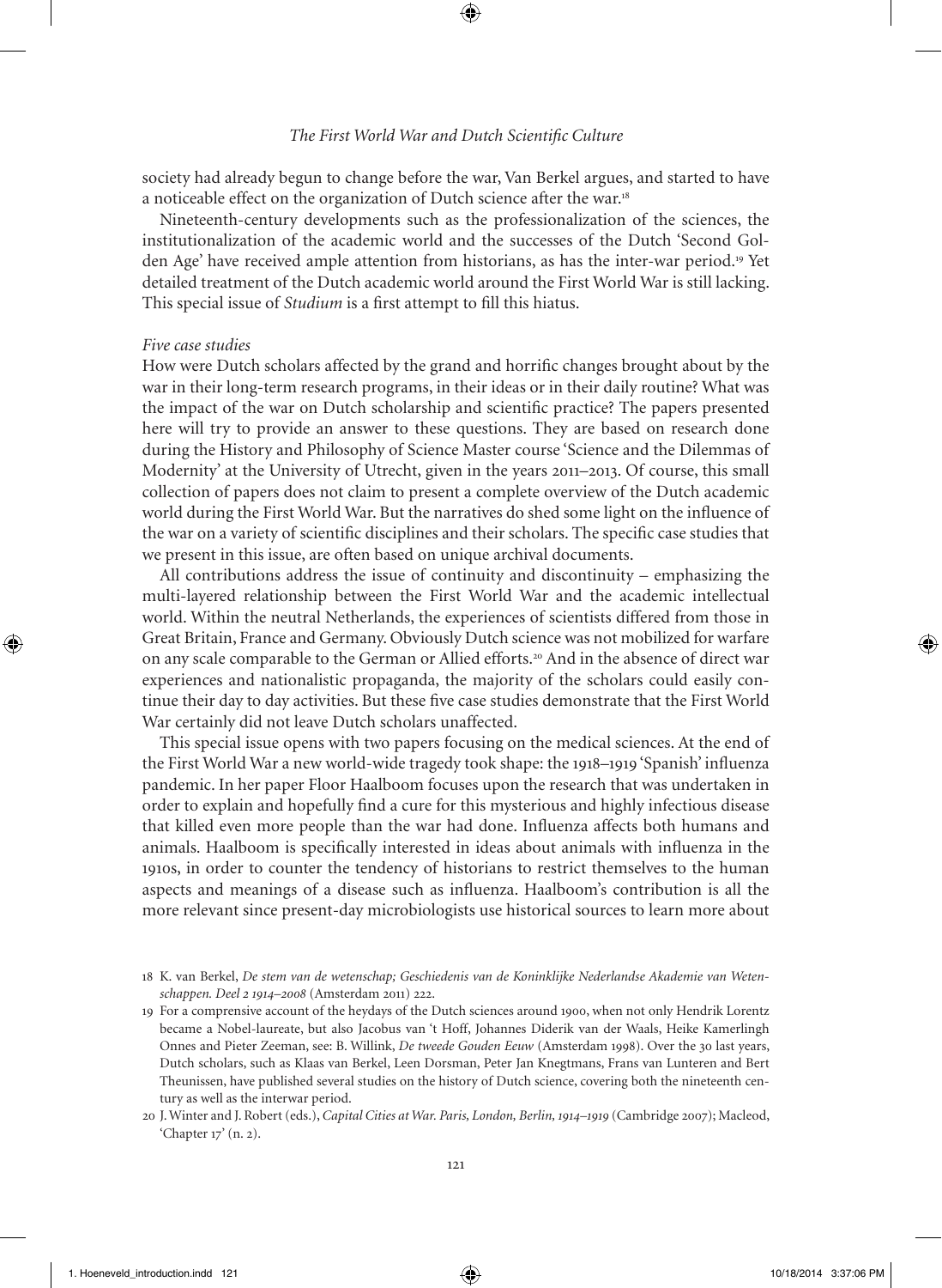society had already begun to change before the war, Van Berkel argues, and started to have a noticeable effect on the organization of Dutch science after the war.[18]

Nineteenth-century developments such as the professionalization of the sciences, the institutionalization of the academic world and the successes of the Dutch 'Second Golden Age' have received ample attention from historians, as has the inter-war period.[19] Yet detailed treatment of the Dutch academic world around the First World War is still lacking. This special issue of *Studium* is a first attempt to fill this hiatus.

*Five case studies*

How were Dutch scholars affected by the grand and horrific changes brought about by the war in their long-term research programs, in their ideas or in their daily routine? What was the impact of the war on Dutch scholarship and scientific practice? The papers presented here will try to provide an answer to these questions. They are based on research done during the History and Philosophy of Science Master course 'Science and the Dilemmas of Modernity' at the University of Utrecht, given in the years 2011–2013. Of course, this small collection of papers does not claim to present a complete overview of the Dutch academic world during the First World War. But the narratives do shed some light on the influence of the war on a variety of scientific disciplines and their scholars. The specific case studies that we present in this issue, are often based on unique archival documents.

All contributions address the issue of continuity and discontinuity – emphasizing the multi-layered relationship between the First World War and the academic intellectual world. Within the neutral Netherlands, the experiences of scientists differed from those in Great Britain, France and Germany. Obviously Dutch science was not mobilized for warfare on any scale comparable to the German or Allied efforts.[20] And in the absence of direct war experiences and nationalistic propaganda, the majority of the scholars could easily continue their day to day activities. But these five case studies demonstrate that the First World War certainly did not leave Dutch scholars unaffected.

This special issue opens with two papers focusing on the medical sciences. At the end of the First World War a new world-wide tragedy took shape: the 1918–1919 'Spanish' influenza pandemic. In her paper Floor Haalboom focuses upon the research that was undertaken in order to explain and hopefully find a cure for this mysterious and highly infectious disease that killed even more people than the war had done. Influenza affects both humans and animals. Haalboom is specifically interested in ideas about animals with influenza in the 1910s, in order to counter the tendency of historians to restrict themselves to the human aspects and meanings of a disease such as influenza. Haalboom's contribution is all the more relevant since present-day microbiologists use historical sources to learn more about

18 K. van Berkel, *De stem van de wetenschap; Geschiedenis van de Koninklijke Nederlandse Akademie van Wetenschappen. Deel 2 1914–2008* (Amsterdam 2011) 222.

19 For a comprensive account of the heydays of the Dutch sciences around 1900, when not only Hendrik Lorentz became a Nobel-laureate, but also Jacobus van 't Hoff, Johannes Diderik van der Waals, Heike Kamerlingh Onnes and Pieter Zeeman, see: B. Willink, *De tweede Gouden Eeuw* (Amsterdam 1998). Over the 30 last years, Dutch scholars, such as Klaas van Berkel, Leen Dorsman, Peter Jan Knegtmans, Frans van Lunteren and Bert Theunissen, have published several studies on the history of Dutch science, covering both the nineteenth century as well as the interwar period.

20 J. Winter and J. Robert (eds.), *Capital Cities at War. Paris, London, Berlin, 1914–1919* (Cambridge 2007); Macleod, 'Chapter 17' (n. 2).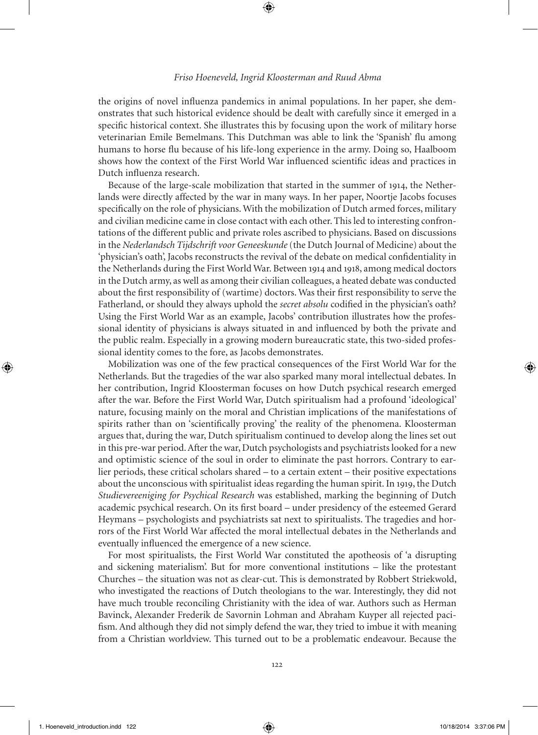the origins of novel influenza pandemics in animal populations. In her paper, she demonstrates that such historical evidence should be dealt with carefully since it emerged in a specific historical context. She illustrates this by focusing upon the work of military horse veterinarian Emile Bemelmans. This Dutchman was able to link the 'Spanish' flu among humans to horse flu because of his life-long experience in the army. Doing so, Haalboom shows how the context of the First World War influenced scientific ideas and practices in Dutch influenza research.

Because of the large-scale mobilization that started in the summer of 1914, the Netherlands were directly affected by the war in many ways. In her paper, Noortje Jacobs focuses specifically on the role of physicians. With the mobilization of Dutch armed forces, military and civilian medicine came in close contact with each other. This led to interesting confrontations of the different public and private roles ascribed to physicians. Based on discussions in the *Nederlandsch Tijdschrift voor Geneeskunde* (the Dutch Journal of Medicine) about the 'physician's oath', Jacobs reconstructs the revival of the debate on medical confidentiality in the Netherlands during the First World War. Between 1914 and 1918, among medical doctors in the Dutch army, as well as among their civilian colleagues, a heated debate was conducted about the first responsibility of (wartime) doctors. Was their first responsibility to serve the Fatherland, or should they always uphold the *secret absolu* codified in the physician's oath? Using the First World War as an example, Jacobs' contribution illustrates how the professional identity of physicians is always situated in and influenced by both the private and the public realm. Especially in a growing modern bureaucratic state, this two-sided professional identity comes to the fore, as Jacobs demonstrates.

Mobilization was one of the few practical consequences of the First World War for the Netherlands. But the tragedies of the war also sparked many moral intellectual debates. In her contribution, Ingrid Kloosterman focuses on how Dutch psychical research emerged after the war. Before the First World War, Dutch spiritualism had a profound 'ideological' nature, focusing mainly on the moral and Christian implications of the manifestations of spirits rather than on 'scientifically proving' the reality of the phenomena. Kloosterman argues that, during the war, Dutch spiritualism continued to develop along the lines set out in this pre-war period. After the war, Dutch psychologists and psychiatrists looked for a new and optimistic science of the soul in order to eliminate the past horrors. Contrary to earlier periods, these critical scholars shared – to a certain extent – their positive expectations about the unconscious with spiritualist ideas regarding the human spirit. In 1919, the Dutch *Studievereeniging for Psychical Research* was established, marking the beginning of Dutch academic psychical research. On its first board – under presidency of the esteemed Gerard Heymans – psychologists and psychiatrists sat next to spiritualists. The tragedies and horrors of the First World War affected the moral intellectual debates in the Netherlands and eventually influenced the emergence of a new science.

For most spiritualists, the First World War constituted the apotheosis of 'a disrupting and sickening materialism'. But for more conventional institutions – like the protestant Churches – the situation was not as clear-cut. This is demonstrated by Robbert Striekwold, who investigated the reactions of Dutch theologians to the war. Interestingly, they did not have much trouble reconciling Christianity with the idea of war. Authors such as Herman Bavinck, Alexander Frederik de Savornin Lohman and Abraham Kuyper all rejected pacifism. And although they did not simply defend the war, they tried to imbue it with meaning from a Christian worldview. This turned out to be a problematic endeavour. Because the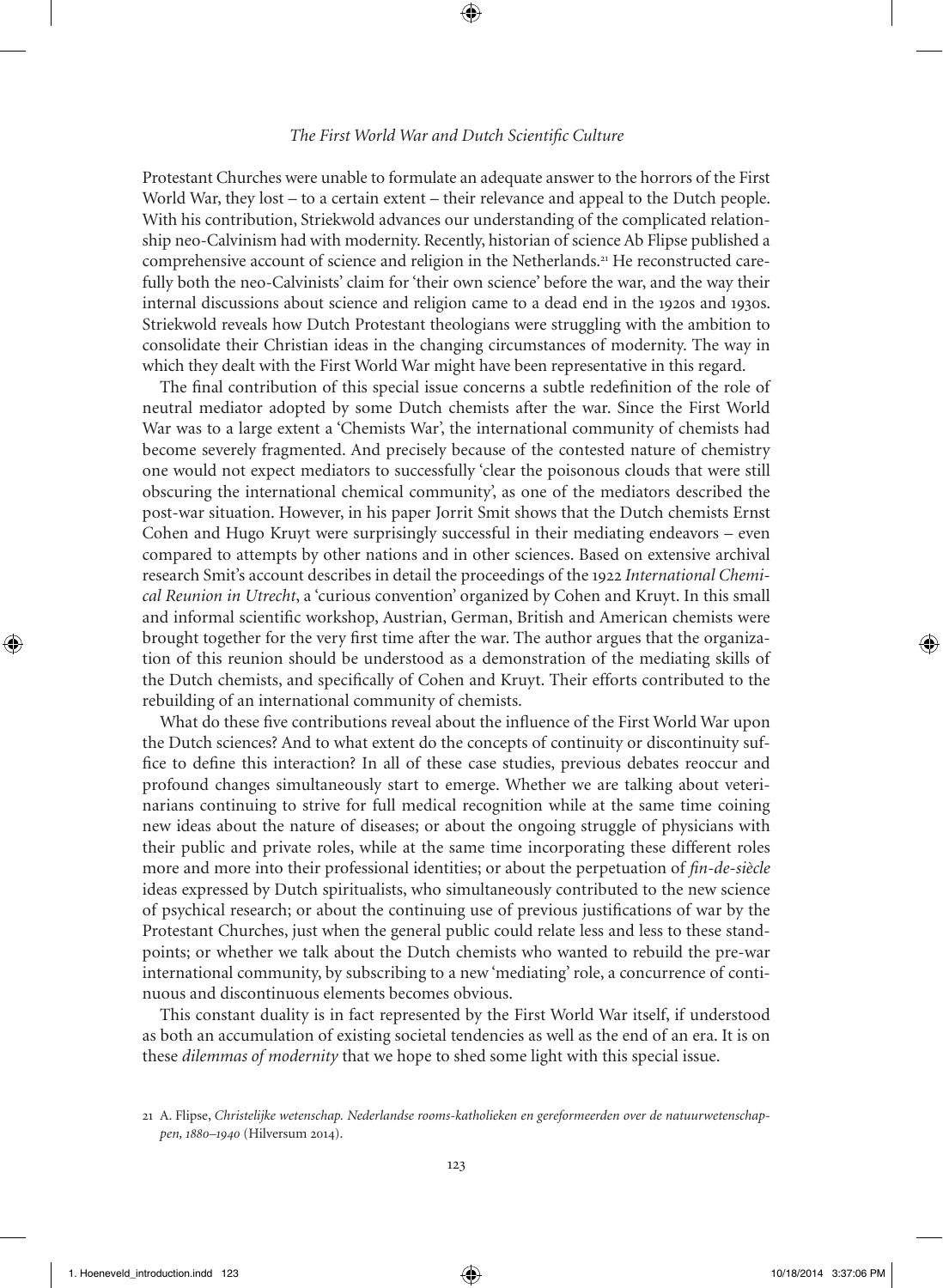Protestant Churches were unable to formulate an adequate answer to the horrors of the First World War, they lost – to a certain extent – their relevance and appeal to the Dutch people. With his contribution, Striekwold advances our understanding of the complicated relationship neo-Calvinism had with modernity. Recently, historian of science Ab Flipse published a comprehensive account of science and religion in the Netherlands.[21] He reconstructed carefully both the neo-Calvinists' claim for 'their own science' before the war, and the way their internal discussions about science and religion came to a dead end in the 1920s and 1930s. Striekwold reveals how Dutch Protestant theologians were struggling with the ambition to consolidate their Christian ideas in the changing circumstances of modernity. The way in which they dealt with the First World War might have been representative in this regard.

The final contribution of this special issue concerns a subtle redefinition of the role of neutral mediator adopted by some Dutch chemists after the war. Since the First World War was to a large extent a 'Chemists War', the international community of chemists had become severely fragmented. And precisely because of the contested nature of chemistry one would not expect mediators to successfully 'clear the poisonous clouds that were still obscuring the international chemical community', as one of the mediators described the post-war situation. However, in his paper Jorrit Smit shows that the Dutch chemists Ernst Cohen and Hugo Kruyt were surprisingly successful in their mediating endeavors – even compared to attempts by other nations and in other sciences. Based on extensive archival research Smit's account describes in detail the proceedings of the 1922 *International Chemical Reunion in Utrecht*, a 'curious convention' organized by Cohen and Kruyt. In this small and informal scientific workshop, Austrian, German, British and American chemists were brought together for the very first time after the war. The author argues that the organization of this reunion should be understood as a demonstration of the mediating skills of the Dutch chemists, and specifically of Cohen and Kruyt. Their efforts contributed to the rebuilding of an international community of chemists.

What do these five contributions reveal about the influence of the First World War upon the Dutch sciences? And to what extent do the concepts of continuity or discontinuity suffice to define this interaction? In all of these case studies, previous debates reoccur and profound changes simultaneously start to emerge. Whether we are talking about veterinarians continuing to strive for full medical recognition while at the same time coining new ideas about the nature of diseases; or about the ongoing struggle of physicians with their public and private roles, while at the same time incorporating these different roles more and more into their professional identities; or about the perpetuation of *fin-de-siècle* ideas expressed by Dutch spiritualists, who simultaneously contributed to the new science of psychical research; or about the continuing use of previous justifications of war by the Protestant Churches, just when the general public could relate less and less to these standpoints; or whether we talk about the Dutch chemists who wanted to rebuild the pre-war international community, by subscribing to a new 'mediating' role, a concurrence of continuous and discontinuous elements becomes obvious.

This constant duality is in fact represented by the First World War itself, if understood as both an accumulation of existing societal tendencies as well as the end of an era. It is on these *dilemmas of modernity* that we hope to shed some light with this special issue.

21 A. Flipse, *Christelijke wetenschap. Nederlandse rooms-katholieken en gereformeerden over de natuurwetenschappen, 1880–1940* (Hilversum 2014).